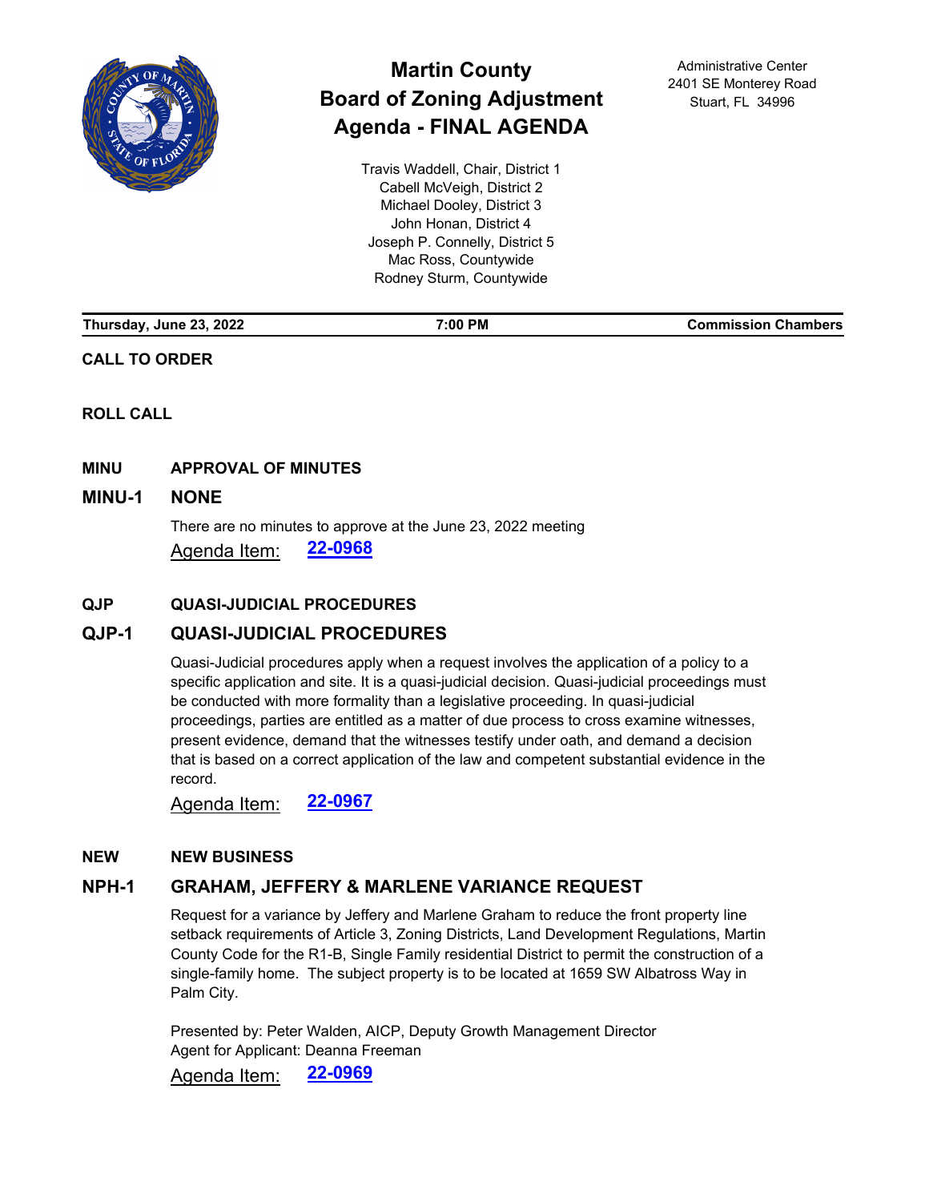# Martin County
# Board of Zoning Adjustment
# Agenda - FINAL AGENDA

Administrative Center
2401 SE Monterey Road
Stuart, FL 34996

Travis Waddell, Chair, District 1
Cabell McVeigh, District 2
Michael Dooley, District 3
John Honan, District 4
Joseph P. Connelly, District 5
Mac Ross, Countywide
Rodney Sturm, Countywide

| Thursday, June 23, 2022 | 7:00 PM | Commission Chambers |
|---|---|---|

**CALL TO ORDER**

**ROLL CALL**

**MINU APPROVAL OF MINUTES**

## MINU-1 NONE

There are no minutes to approve at the June 23, 2022 meeting

Agenda Item: **22-0968**

**QJP QUASI-JUDICIAL PROCEDURES**

## QJP-1 QUASI-JUDICIAL PROCEDURES

Quasi-Judicial procedures apply when a request involves the application of a policy to a specific application and site. It is a quasi-judicial decision. Quasi-judicial proceedings must be conducted with more formality than a legislative proceeding. In quasi-judicial proceedings, parties are entitled as a matter of due process to cross examine witnesses, present evidence, demand that the witnesses testify under oath, and demand a decision that is based on a correct application of the law and competent substantial evidence in the record.

Agenda Item: **22-0967**

**NEW NEW BUSINESS**

## NPH-1 GRAHAM, JEFFERY & MARLENE VARIANCE REQUEST

Request for a variance by Jeffery and Marlene Graham to reduce the front property line setback requirements of Article 3, Zoning Districts, Land Development Regulations, Martin County Code for the R1-B, Single Family residential District to permit the construction of a single-family home. The subject property is to be located at 1659 SW Albatross Way in Palm City.

Presented by: Peter Walden, AICP, Deputy Growth Management Director
Agent for Applicant: Deanna Freeman

Agenda Item: **22-0969**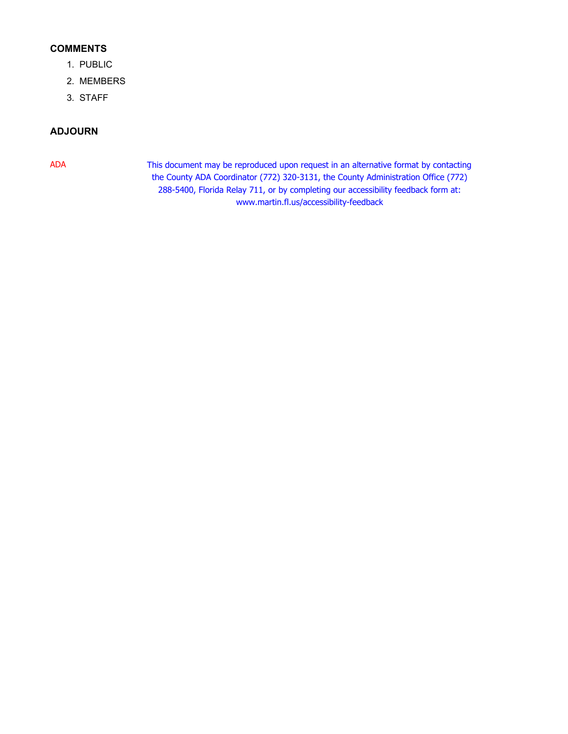## COMMENTS

1. PUBLIC
2. MEMBERS
3. STAFF

## ADJOURN

ADA

This document may be reproduced upon request in an alternative format by contacting the County ADA Coordinator (772) 320-3131, the County Administration Office (772) 288-5400, Florida Relay 711, or by completing our accessibility feedback form at: www.martin.fl.us/accessibility-feedback